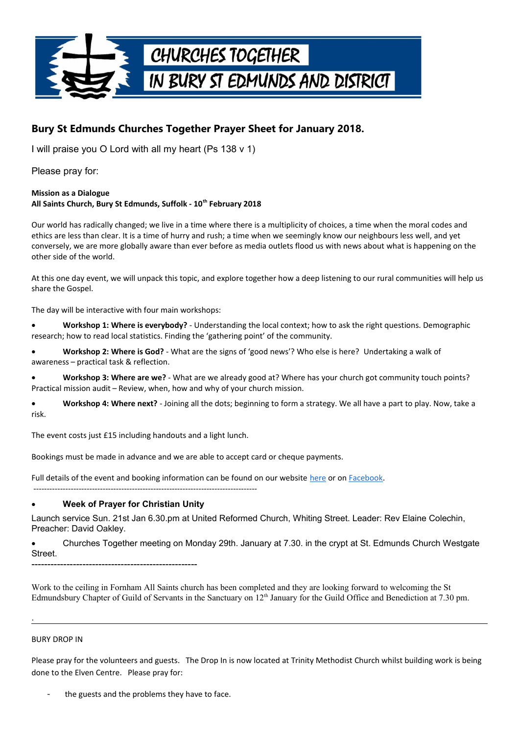CHURCHES TOGETHER IN BURY ST EDMUNDS AND DISTRICT

## Bury St Edmunds Churches Together Prayer Sheet for January 2018.

I will praise you O Lord with all my heart (Ps 138 v 1)

Please pray for:

**Mission as a Dialogue**
**All Saints Church, Bury St Edmunds, Suffolk - 10th February 2018**

Our world has radically changed; we live in a time where there is a multiplicity of choices, a time when the moral codes and ethics are less than clear. It is a time of hurry and rush; a time when we seemingly know our neighbours less well, and yet conversely, we are more globally aware than ever before as media outlets flood us with news about what is happening on the other side of the world.

At this one day event, we will unpack this topic, and explore together how a deep listening to our rural communities will help us share the Gospel.

The day will be interactive with four main workshops:

- **Workshop 1: Where is everybody?** - Understanding the local context; how to ask the right questions. Demographic research; how to read local statistics. Finding the 'gathering point' of the community.
- **Workshop 2: Where is God?** - What are the signs of 'good news'? Who else is here? Undertaking a walk of awareness – practical task & reflection.
- **Workshop 3: Where are we?** - What are we already good at? Where has your church got community touch points? Practical mission audit – Review, when, how and why of your church mission.
- **Workshop 4: Where next?** - Joining all the dots; beginning to form a strategy. We all have a part to play. Now, take a risk.

The event costs just £15 including handouts and a light lunch.

Bookings must be made in advance and we are able to accept card or cheque payments.

Full details of the event and booking information can be found on our website here or on Facebook.

-----------------------------------------------------------------------------------

- **Week of Prayer for Christian Unity**

Launch service Sun. 21st Jan 6.30.pm at United Reformed Church, Whiting Street. Leader: Rev Elaine Colechin, Preacher: David Oakley.

- Churches Together meeting on Monday 29th. January at 7.30. in the crypt at St. Edmunds Church Westgate Street.

----------------------------------------------------

Work to the ceiling in Fornham All Saints church has been completed and they are looking forward to welcoming the St Edmundsbury Chapter of Guild of Servants in the Sanctuary on 12th January for the Guild Office and Benediction at 7.30 pm.

.

---

BURY DROP IN

Please pray for the volunteers and guests. The Drop In is now located at Trinity Methodist Church whilst building work is being done to the Elven Centre. Please pray for:

- the guests and the problems they have to face.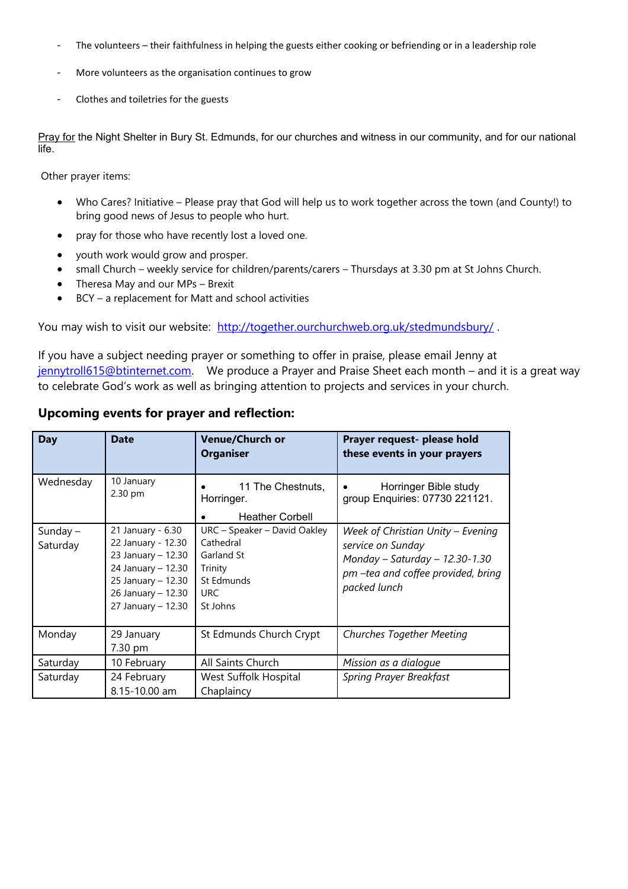- The volunteers – their faithfulness in helping the guests either cooking or befriending or in a leadership role
- More volunteers as the organisation continues to grow
- Clothes and toiletries for the guests

Pray for the Night Shelter in Bury St. Edmunds, for our churches and witness in our community, and for our national life.

Other prayer items:

- Who Cares? Initiative – Please pray that God will help us to work together across the town (and County!) to bring good news of Jesus to people who hurt.
- pray for those who have recently lost a loved one.
- youth work would grow and prosper.
- small Church – weekly service for children/parents/carers – Thursdays at 3.30 pm at St Johns Church.
- Theresa May and our MPs – Brexit
- BCY – a replacement for Matt and school activities

You may wish to visit our website: http://together.ourchurchweb.org.uk/stedmundsbury/ .

If you have a subject needing prayer or something to offer in praise, please email Jenny at jennytroll615@btinternet.com. We produce a Prayer and Praise Sheet each month – and it is a great way to celebrate God's work as well as bringing attention to projects and services in your church.

## Upcoming events for prayer and reflection:

| Day | Date | Venue/Church or Organiser | Prayer request- please hold these events in your prayers |
|---|---|---|---|
| Wednesday | 10 January<br>2.30 pm | • 11 The Chestnuts, Horringer.<br>• Heather Corbell | • Horringer Bible study group Enquiries: 07730 221121. |
| Sunday – Saturday | 21 January - 6.30<br>22 January - 12.30<br>23 January – 12.30<br>24 January – 12.30<br>25 January – 12.30<br>26 January – 12.30<br>27 January – 12.30 | URC – Speaker – David Oakley<br>Cathedral<br>Garland St<br>Trinity<br>St Edmunds<br>URC<br>St Johns | *Week of Christian Unity – Evening service on Sunday*<br>*Monday – Saturday – 12.30-1.30 pm –tea and coffee provided, bring packed lunch* |
| Monday | 29 January<br>7.30 pm | St Edmunds Church Crypt | *Churches Together Meeting* |
| Saturday | 10 February | All Saints Church | *Mission as a dialogue* |
| Saturday | 24 February<br>8.15-10.00 am | West Suffolk Hospital Chaplaincy | *Spring Prayer Breakfast* |